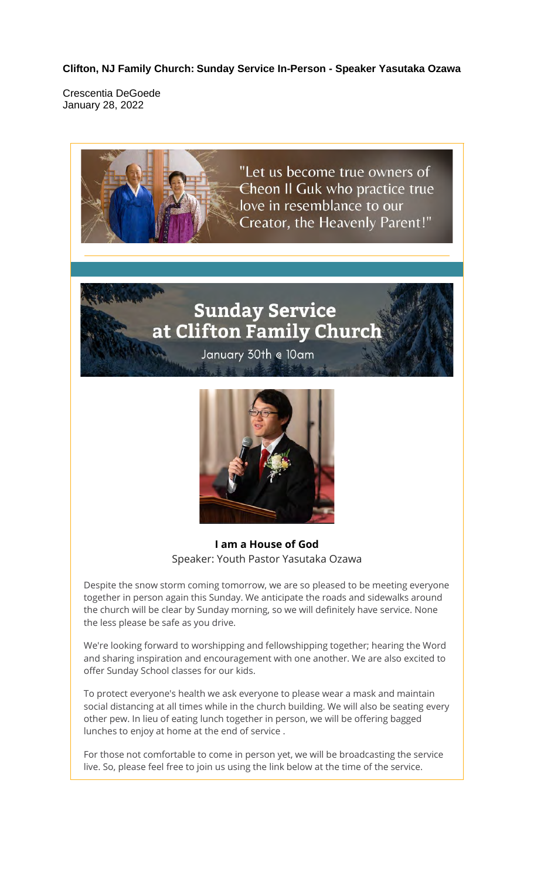**Clifton, NJ Family Church: Sunday Service In-Person - Speaker Yasutaka Ozawa**

Crescentia DeGoede
January 28, 2022

"Let us become true owners of Cheon Il Guk who practice true love in resemblance to our Creator, the Heavenly Parent!"

# Sunday Service at Clifton Family Church

January 30th @ 10am

**I am a House of God**
Speaker: Youth Pastor Yasutaka Ozawa

Despite the snow storm coming tomorrow, we are so pleased to be meeting everyone together in person again this Sunday. We anticipate the roads and sidewalks around the church will be clear by Sunday morning, so we will definitely have service. None the less please be safe as you drive.

We're looking forward to worshipping and fellowshipping together; hearing the Word and sharing inspiration and encouragement with one another. We are also excited to offer Sunday School classes for our kids.

To protect everyone's health we ask everyone to please wear a mask and maintain social distancing at all times while in the church building. We will also be seating every other pew. In lieu of eating lunch together in person, we will be offering bagged lunches to enjoy at home at the end of service .

For those not comfortable to come in person yet, we will be broadcasting the service live. So, please feel free to join us using the link below at the time of the service.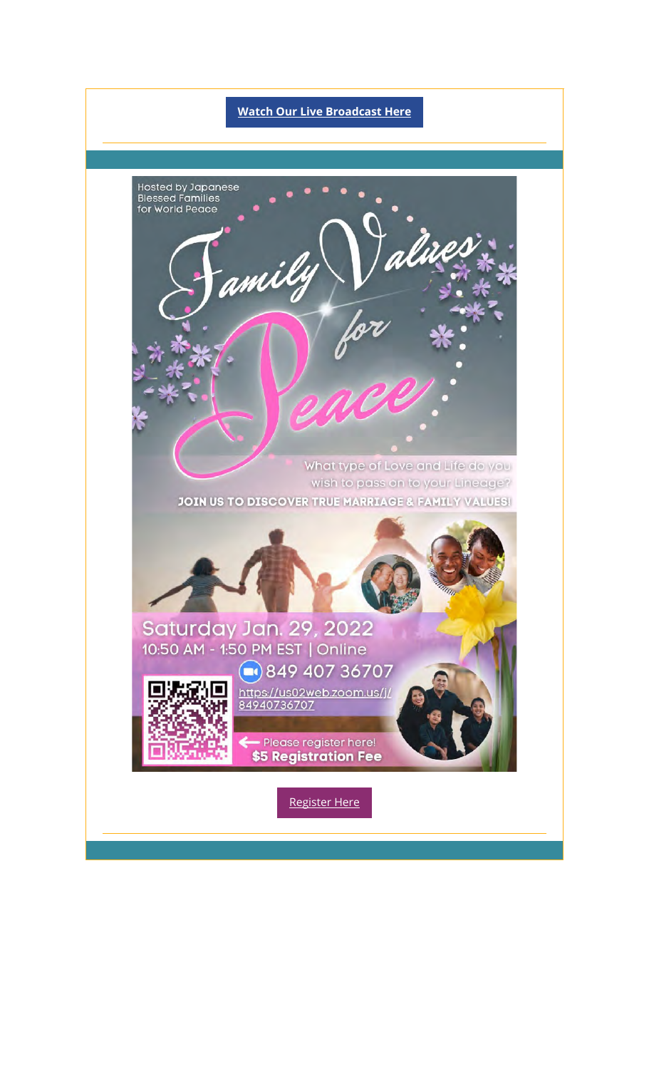**Watch Our Live Broadcast Here**

---

Hosted by Japanese Blessed Families for World Peace

# Family Values for Peace

What type of Love and Life do you wish to pass on to your Lineage?

**JOIN US TO DISCOVER TRUE MARRIAGE & FAMILY VALUES!**

Saturday Jan. 29, 2022

10:50 AM - 1:50 PM EST | Online

849 407 36707

https://us02web.zoom.us/j/84940736707

← Please register here!

**$5 Registration Fee**

Register Here

---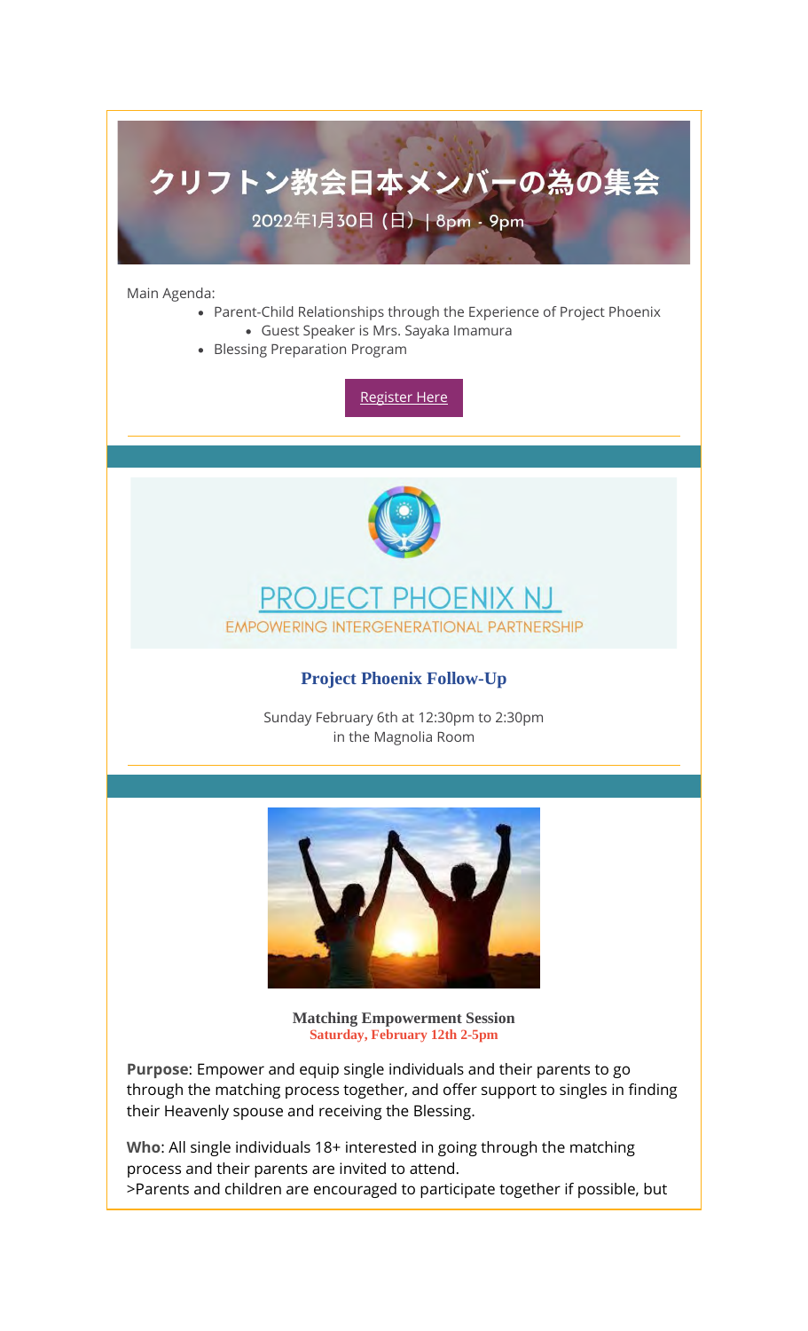# クリフトン教会日本メンバーの為の集会

2022年1月30日（日）| 8pm - 9pm

Main Agenda:

- Parent-Child Relationships through the Experience of Project Phoenix
    - Guest Speaker is Mrs. Sayaka Imamura
- Blessing Preparation Program

Register Here

---

PROJECT PHOENIX NJ

EMPOWERING INTERGENERATIONAL PARTNERSHIP

### Project Phoenix Follow-Up

Sunday February 6th at 12:30pm to 2:30pm
in the Magnolia Room

---

**Matching Empowerment Session**
**Saturday, February 12th 2-5pm**

**Purpose**: Empower and equip single individuals and their parents to go through the matching process together, and offer support to singles in finding their Heavenly spouse and receiving the Blessing.

**Who**: All single individuals 18+ interested in going through the matching process and their parents are invited to attend.
>Parents and children are encouraged to participate together if possible, but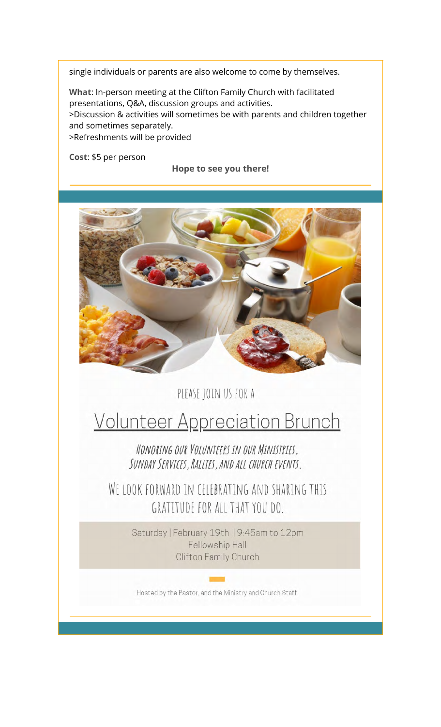single individuals or parents are also welcome to come by themselves.

**What**: In-person meeting at the Clifton Family Church with facilitated presentations, Q&A, discussion groups and activities.
>Discussion & activities will sometimes be with parents and children together and sometimes separately.
>Refreshments will be provided

**Cost**: $5 per person

**Hope to see you there!**

---

PLEASE JOIN US FOR A

# Volunteer Appreciation Brunch

*Honoring our Volunteers in our Ministries, Sunday Services, Rallies, and all church events.*

WE LOOK FORWARD IN CELEBRATING AND SHARING THIS GRATITUDE FOR ALL THAT YOU DO.

Saturday | February 19th | 9:45am to 12pm
Fellowship Hall
Clifton Family Church

Hosted by the Pastor, and the Ministry and Church Staff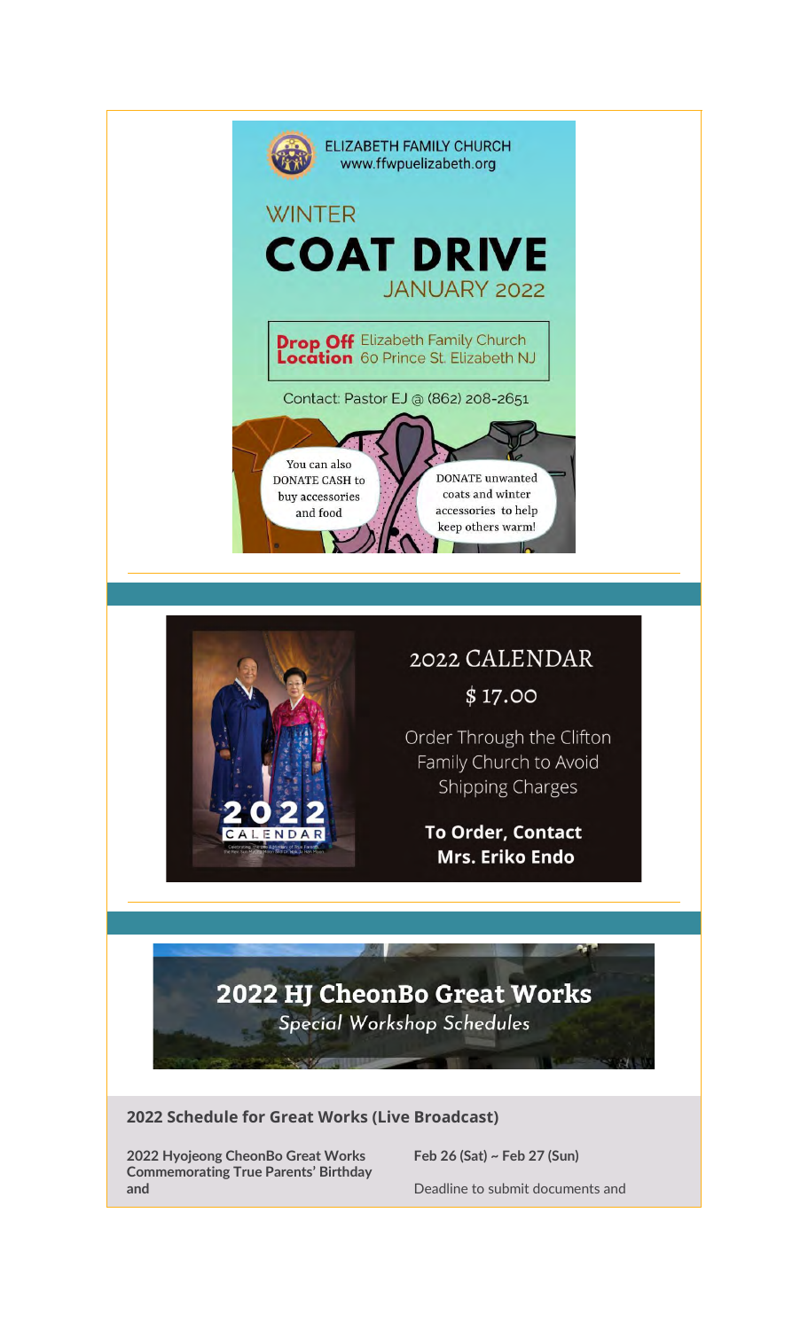ELIZABETH FAMILY CHURCH
www.ffwpuelizabeth.org

# WINTER COAT DRIVE

JANUARY 2022

**Drop Off Location** Elizabeth Family Church 60 Prince St. Elizabeth NJ

Contact: Pastor EJ @ (862) 208-2651

You can also DONATE CASH to buy accessories and food

DONATE unwanted coats and winter accessories to help keep others warm!

---

## 2022 CALENDAR

$ 17.00

Order Through the Clifton Family Church to Avoid Shipping Charges

**To Order, Contact Mrs. Eriko Endo**

---

## 2022 HJ CheonBo Great Works

*Special Workshop Schedules*

### 2022 Schedule for Great Works (Live Broadcast)

**2022 Hyojeong CheonBo Great Works Commemorating True Parents' Birthday and**

**Feb 26 (Sat) ~ Feb 27 (Sun)**

Deadline to submit documents and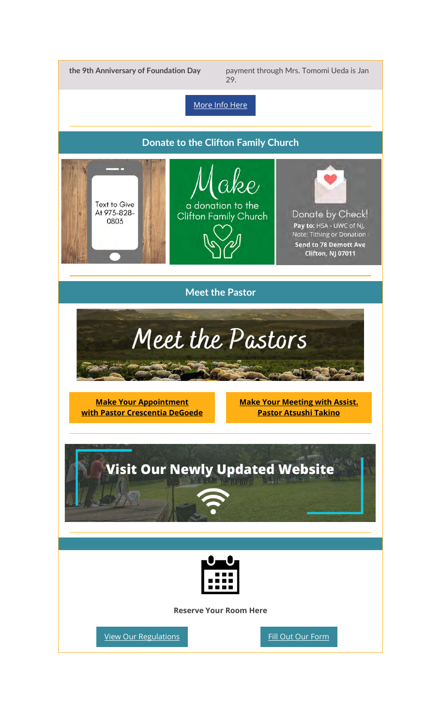| | |
|---|---|
| **the 9th Anniversary of Foundation Day** | payment through Mrs. Tomomi Ueda is Jan 29. |

More Info Here

## Donate to the Clifton Family Church

Text to Give At 973-828-0803

Make a donation to the Clifton Family Church

Donate by Check!
**Pay to:** HSA - UWC of NJ, Note: Tithing or Donation
**Send to 78 Demott Ave Clifton, NJ 07011**

## Meet the Pastor

Meet the Pastors

**Make Your Appointment with Pastor Crescentia DeGoede**

**Make Your Meeting with Assist. Pastor Atsushi Takino**

**Visit Our Newly Updated Website**

**Reserve Your Room Here**

View Our Regulations

Fill Out Our Form